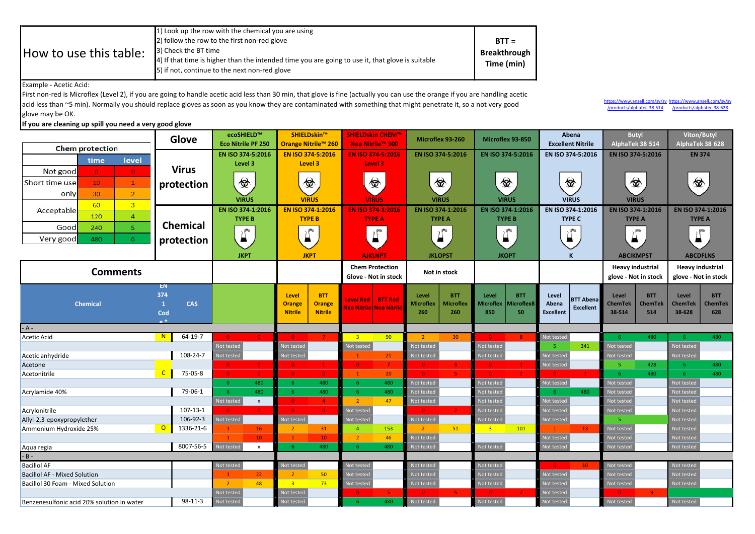| How to use this table: | 1) Look up the row with the chemical you are using<br>2) follow the row to the first non-red glove<br>3) Check the BT time<br>4) If that time is higher than the intended time you are going to use it, that glove is suitable<br>5) if not, continue to the next non-red glove | BTT = Breakthrough Time (min) |
|---|---|---|

Example - Acetic Acid:
First non-red is Microflex (Level 2), if you are going to handle acetic acid less than 30 min, that glove is fine (actually you can use the orange if you are handling acetic acid less than ~5 min). Normally you should replace gloves as soon as you know they are contaminated with something that might penetrate it, so a not very good glove may be OK.
**If you are cleaning up spill you need a very good glove**

https://www.ansell.com/sv/sv/products/alphatec-38-514 https://www.ansell.com/sv/sv/products/alphatec-38-628

| Chem protection | time | level |
|---|---|---|
| Not good | 0 | 0 |
| Short time use only | 10 | 1 |
| | 30 | 2 |
| Acceptable | 60 | 3 |
| | 120 | 4 |
| Good | 240 | 5 |
| Very good | 480 | 6 |

| Glove | ecoSHIELD™ Eco Nitrile PF 250 | SHIELDskin™ Orange Nitrile™ 260 | SHIELDskin CHEM™ Neo Nitrile™ 300 | Microflex 93-260 | Microflex 93-850 | Abena Excellent Nitrile | Butyl AlphaTek 38 514 | Viton/Butyl AlphaTek 38 628 |
|---|---|---|---|---|---|---|---|---|
| Virus protection | EN ISO 374-5:2016 Level 3 VIRUS | EN ISO 374-5:2016 Level 3 VIRUS | EN ISO 374-5:2016 Level 3 VIRUS | EN ISO 374-5:2016 VIRUS | EN ISO 374-5:2016 VIRUS | EN ISO 374-5:2016 VIRUS | EN ISO 374-5:2016 VIRUS | EN 374 |
| Chemical protection | EN ISO 374-1:2016 TYPE B JKPT | EN ISO 374-1:2016 TYPE B JKPT | EN ISO 374-1:2016 TYPE A AJKLNPT | EN ISO 374-1:2016 TYPE A JKLOPST | EN ISO 374-1:2016 TYPE B JKOPT | EN ISO 374-1:2016 TYPE C K | EN ISO 374-1:2016 TYPE A ABCIKMPST | EN ISO 374-1:2016 TYPE A ABCDFLNS |
| Comments | | | Chem Protection Glove - Not in stock | Not in stock | | | Heavy industrial glove - Not in stock | Heavy industrial glove - Not in stock |

| Chemical | EN 374 1 Code* | CAS | | | Level Orange Nitrile | BTT Orange Nitrile | Level Red Neo Nitrile | BTT Red Neo Nitrile | Level Microflex 260 | BTT Microflex 260 | Level Microflex 850 | BTT Microflex850 | Level Abena Excellent | BTT Abena Excellent | Level ChemTek 38-514 | BTT ChemTek 514 | Level ChemTek 38-628 | BTT ChemTek 628 |
|---|---|---|---|---|---|---|---|---|---|---|---|---|---|---|---|---|---|---|
| - A - | | | | | | | | | | | | | | | | | | |
| Acetic Acid | N | 64-19-7 | 0 | 0 | 0 | 7 | 3 | 90 | 2 | 30 | 0 | 8 | Not tested | | 6 | 480 | 6 | 480 |
| | | | Not tested | | Not tested | | Not tested | | Not tested | | Not tested | | 5 | 241 | Not tested | | Not tested | |
| Acetic anhydride | | 108-24-7 | Not tested | | Not tested | | 1 | 21 | Not tested | | Not tested | | Not tested | | Not tested | | Not tested | |
| Acetone | | | 0 | 0 | 0 | 1 | 0 | 7 | 0 | 3 | 0 | 1 | Not tested | | 5 | 428 | 6 | 480 |
| Acetonitrile | C | 75-05-8 | 0 | 0 | 0 | 0 | 1 | 20 | 0 | 5 | 0 | 2 | 0 | 1 | 6 | 480 | 6 | 480 |
| | | | 6 | 480 | 6 | 480 | 6 | 480 | Not tested | | Not tested | | Not tested | | Not tested | | Not tested | |
| Acrylamide 40% | | 79-06-1 | 6 | 480 | 6 | 480 | 6 | 480 | Not tested | | Not tested | | 6 | 480 | Not tested | | Not tested | |
| | | | Not tested | x | 0 | 4 | 2 | 47 | Not tested | | Not tested | | Not tested | | Not tested | | Not tested | |
| Acrylonitrile | | 107-13-1 | 0 | 0 | 0 | 0 | Not tested | | 0 | 2 | Not tested | | Not tested | | Not tested | | Not tested | |
| Allyl-2,3-epoxypropylether | | 106-92-3 | Not tested | | Not tested | | Not tested | | Not tested | | Not tested | | Not tested | | 5 | | Not tested | |
| Ammonium Hydroxide 25% | O | 1336-21-6 | 1 | 16 | 2 | 31 | 4 | 153 | 2 | 51 | 3 | 101 | 1 | 13 | Not tested | | Not tested | |
| | | | 1 | 10 | 1 | 10 | 2 | 46 | Not tested | | | | Not tested | | Not tested | | Not tested | |
| Aqua regia | | 8007-56-5 | Not tested | x | 6 | 480 | 6 | 480 | Not tested | | Not tested | | Not tested | | Not tested | | Not tested | |
| - B - | | | | | | | | | | | | | | | | | | |
| Bacillol AF | | | Not tested | | Not tested | | Not tested | | Not tested | | Not tested | | 0 | 10 | Not tested | | Not tested | |
| Bacillol AF - Mixed Solution | | | 1 | 22 | 2 | 50 | Not tested | | Not tested | | Not tested | | Not tested | | Not tested | | Not tested | |
| Bacillol 30 Foam - Mixed Solution | | | 2 | 48 | 3 | 73 | Not tested | | Not tested | | Not tested | | Not tested | | Not tested | | Not tested | |
| | | | Not tested | | Not tested | | 0 | 5 | 0 | 5 | 0 | 2 | Not tested | | 0 | 9 | | |
| Benzenesulfonic acid 20% solution in water | | 98-11-3 | Not tested | | Not tested | | 6 | 480 | Not tested | | Not tested | | Not tested | | Not tested | | Not tested | |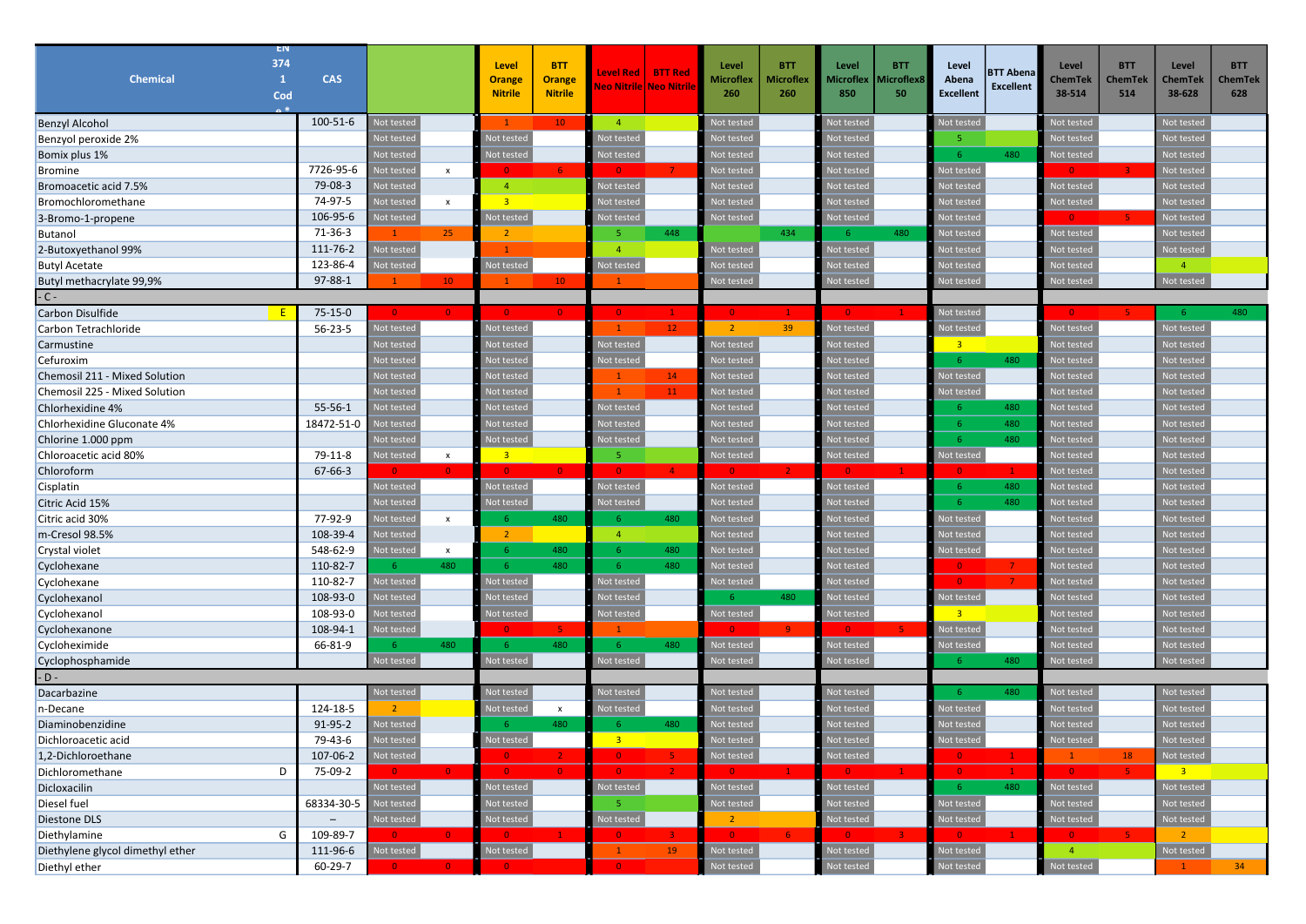| Chemical | EN 374 1 Code* | CAS | | | Level Orange Nitrile | BTT Orange Nitrile | Level Red Neo Nitrile | BTT Red Neo Nitrile | Level Microflex 260 | BTT Microflex 260 | Level Microflex 850 | BTT Microflex850 | Level Abena Excellent | BTT Abena Excellent | Level ChemTek 38-514 | BTT ChemTek 514 | Level ChemTek 38-628 | BTT ChemTek 628 |
|---|---|---|---|---|---|---|---|---|---|---|---|---|---|---|---|---|---|---|
| Benzyl Alcohol | | 100-51-6 | Not tested | | 1 | 10 | 4 | | Not tested | | Not tested | | Not tested | | Not tested | | Not tested | |
| Benzyol peroxide 2% | | | Not tested | | Not tested | | Not tested | | Not tested | | Not tested | | 5 | | Not tested | | Not tested | |
| Bomix plus 1% | | | Not tested | | Not tested | | Not tested | | Not tested | | Not tested | | 6 | 480 | Not tested | | Not tested | |
| Bromine | | 7726-95-6 | Not tested | x | 0 | 6 | 0 | 7 | Not tested | | Not tested | | Not tested | | 0 | 3 | Not tested | |
| Bromoacetic acid 7.5% | | 79-08-3 | Not tested | | 4 | | Not tested | | Not tested | | Not tested | | Not tested | | Not tested | | Not tested | |
| Bromochloromethane | | 74-97-5 | Not tested | x | 3 | | Not tested | | Not tested | | Not tested | | Not tested | | Not tested | | Not tested | |
| 3-Bromo-1-propene | | 106-95-6 | Not tested | | Not tested | | Not tested | | Not tested | | Not tested | | Not tested | | 0 | 5 | Not tested | |
| Butanol | | 71-36-3 | 1 | 25 | 2 | | 5 | 448 | | 434 | 6 | 480 | Not tested | | Not tested | | Not tested | |
| 2-Butoxyethanol 99% | | 111-76-2 | Not tested | | 1 | | 4 | | Not tested | | Not tested | | Not tested | | Not tested | | Not tested | |
| Butyl Acetate | | 123-86-4 | Not tested | | Not tested | | Not tested | | Not tested | | Not tested | | Not tested | | Not tested | | 4 | |
| Butyl methacrylate 99,9% | | 97-88-1 | 1 | 10 | 1 | 10 | 1 | | Not tested | | Not tested | | Not tested | | Not tested | | Not tested | |
| - C - | | | | | | | | | | | | | | | | | | |
| Carbon Disulfide | E | 75-15-0 | 0 | 0 | 0 | 0 | 0 | 1 | 0 | 1 | 0 | 1 | Not tested | | 0 | 5 | 6 | 480 |
| Carbon Tetrachloride | | 56-23-5 | Not tested | | Not tested | | 1 | 12 | 2 | 39 | Not tested | | Not tested | | Not tested | | Not tested | |
| Carmustine | | | Not tested | | Not tested | | Not tested | | Not tested | | Not tested | | 3 | | Not tested | | Not tested | |
| Cefuroxim | | | Not tested | | Not tested | | Not tested | | Not tested | | Not tested | | 6 | 480 | Not tested | | Not tested | |
| Chemosil 211 - Mixed Solution | | | Not tested | | Not tested | | 1 | 14 | Not tested | | Not tested | | Not tested | | Not tested | | Not tested | |
| Chemosil 225 - Mixed Solution | | | Not tested | | Not tested | | 1 | 11 | Not tested | | Not tested | | Not tested | | Not tested | | Not tested | |
| Chlorhexidine 4% | | 55-56-1 | Not tested | | Not tested | | Not tested | | Not tested | | Not tested | | 6 | 480 | Not tested | | Not tested | |
| Chlorhexidine Gluconate 4% | | 18472-51-0 | Not tested | | Not tested | | Not tested | | Not tested | | Not tested | | 6 | 480 | Not tested | | Not tested | |
| Chlorine 1.000 ppm | | | Not tested | | Not tested | | Not tested | | Not tested | | Not tested | | 6 | 480 | Not tested | | Not tested | |
| Chloroacetic acid 80% | | 79-11-8 | Not tested | x | 3 | | 5 | | Not tested | | Not tested | | Not tested | | Not tested | | Not tested | |
| Chloroform | | 67-66-3 | 0 | 0 | 0 | 0 | 0 | 4 | 0 | 2 | 0 | 1 | 0 | 1 | Not tested | | Not tested | |
| Cisplatin | | | Not tested | | Not tested | | Not tested | | Not tested | | Not tested | | 6 | 480 | Not tested | | Not tested | |
| Citric Acid 15% | | | Not tested | | Not tested | | Not tested | | Not tested | | Not tested | | 6 | 480 | Not tested | | Not tested | |
| Citric acid 30% | | 77-92-9 | Not tested | x | 6 | 480 | 6 | 480 | Not tested | | Not tested | | Not tested | | Not tested | | Not tested | |
| m-Cresol 98.5% | | 108-39-4 | Not tested | | 2 | | 4 | | Not tested | | Not tested | | Not tested | | Not tested | | Not tested | |
| Crystal violet | | 548-62-9 | Not tested | x | 6 | 480 | 6 | 480 | Not tested | | Not tested | | Not tested | | Not tested | | Not tested | |
| Cyclohexane | | 110-82-7 | 6 | 480 | 6 | 480 | 6 | 480 | Not tested | | Not tested | | 0 | 7 | Not tested | | Not tested | |
| Cyclohexane | | 110-82-7 | Not tested | | Not tested | | Not tested | | Not tested | | Not tested | | 0 | 7 | Not tested | | Not tested | |
| Cyclohexanol | | 108-93-0 | Not tested | | Not tested | | Not tested | | 6 | 480 | Not tested | | Not tested | | Not tested | | Not tested | |
| Cyclohexanol | | 108-93-0 | Not tested | | Not tested | | Not tested | | Not tested | | Not tested | | 3 | | Not tested | | Not tested | |
| Cyclohexanone | | 108-94-1 | Not tested | | 0 | 5 | 1 | | 0 | 9 | 0 | 5 | Not tested | | Not tested | | Not tested | |
| Cycloheximide | | 66-81-9 | 6 | 480 | 6 | 480 | 6 | 480 | Not tested | | Not tested | | Not tested | | Not tested | | Not tested | |
| Cyclophosphamide | | | Not tested | | Not tested | | Not tested | | Not tested | | Not tested | | 6 | 480 | Not tested | | Not tested | |
| - D - | | | | | | | | | | | | | | | | | | |
| Dacarbazine | | | Not tested | | Not tested | | Not tested | | Not tested | | Not tested | | 6 | 480 | Not tested | | Not tested | |
| n-Decane | | 124-18-5 | 2 | | Not tested | x | Not tested | | Not tested | | Not tested | | Not tested | | Not tested | | Not tested | |
| Diaminobenzidine | | 91-95-2 | Not tested | | 6 | 480 | 6 | 480 | Not tested | | Not tested | | Not tested | | Not tested | | Not tested | |
| Dichloroacetic acid | | 79-43-6 | Not tested | | Not tested | | 3 | | Not tested | | Not tested | | Not tested | | Not tested | | Not tested | |
| 1,2-Dichloroethane | | 107-06-2 | Not tested | | 0 | 2 | 0 | 5 | Not tested | | Not tested | | 0 | 1 | 1 | 18 | Not tested | |
| Dichloromethane | D | 75-09-2 | 0 | 0 | 0 | 0 | 0 | 2 | 0 | 1 | 0 | 1 | 0 | 1 | 0 | 5 | 3 | |
| Dicloxacilin | | | Not tested | | Not tested | | Not tested | | Not tested | | Not tested | | 6 | 480 | Not tested | | Not tested | |
| Diesel fuel | | 68334-30-5 | Not tested | | Not tested | | 5 | | Not tested | | Not tested | | Not tested | | Not tested | | Not tested | |
| Diestone DLS | | – | Not tested | | Not tested | | Not tested | | 2 | | Not tested | | Not tested | | Not tested | | Not tested | |
| Diethylamine | G | 109-89-7 | 0 | 0 | 0 | 1 | 0 | 3 | 0 | 6 | 0 | 3 | 0 | 1 | 0 | 5 | 2 | |
| Diethylene glycol dimethyl ether | | 111-96-6 | Not tested | | Not tested | | 1 | 19 | Not tested | | Not tested | | Not tested | | 4 | | Not tested | |
| Diethyl ether | | 60-29-7 | 0 | 0 | 0 | | 0 | | Not tested | | Not tested | | Not tested | | Not tested | | 1 | 34 |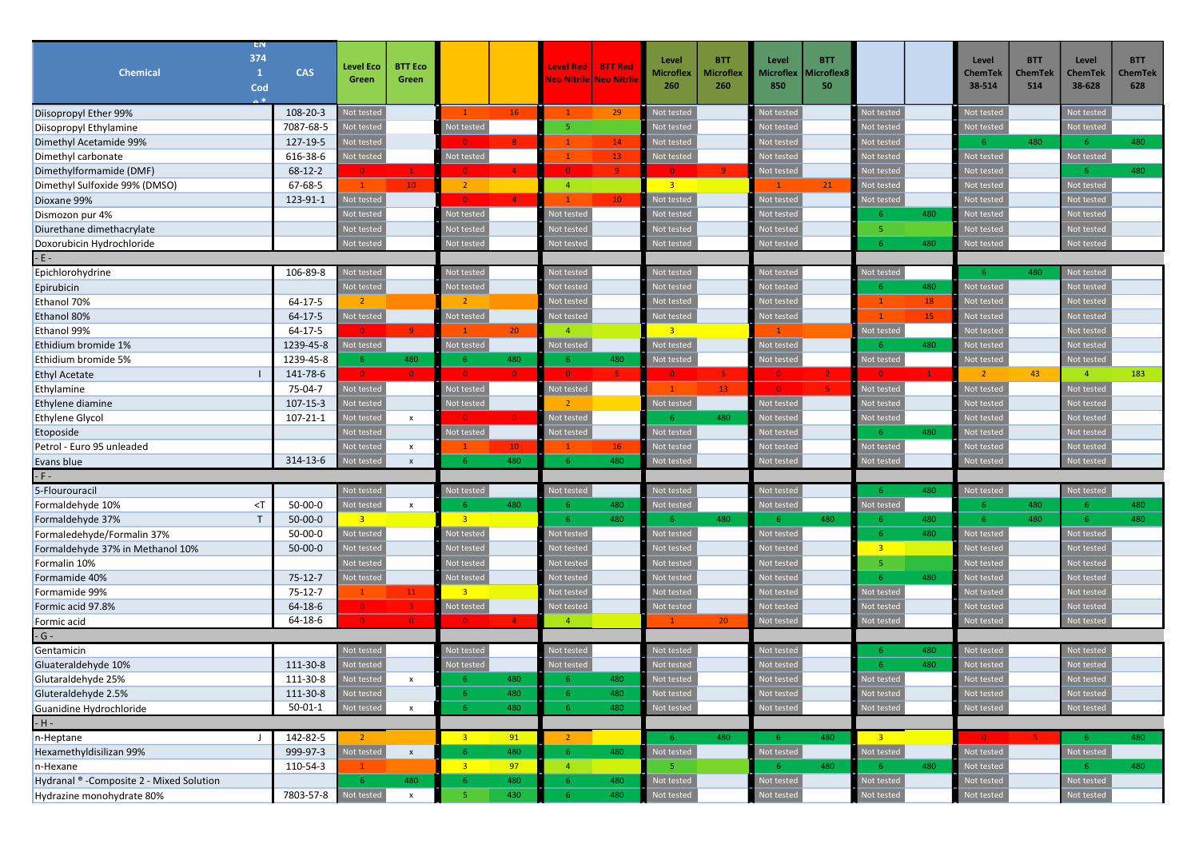| Chemical | EN 374 1 Code* | CAS | Level Eco Green | BTT Eco Green | | | Level Red Neo Nitrile | BTT Red Neo Nitrile | Level Microflex 260 | BTT Microflex 260 | Level Microflex 850 | BTT Microflex8 50 | | | Level ChemTek 38-514 | BTT ChemTek 514 | Level ChemTek 38-628 | BTT ChemTek 628 |
|---|---|---|---|---|---|---|---|---|---|---|---|---|---|---|---|---|---|---|
| Diisopropyl Ether 99% | | 108-20-3 | Not tested | | 1 | 16 | 1 | 29 | Not tested | | Not tested | | Not tested | | Not tested | | Not tested | |
| Diisopropyl Ethylamine | | 7087-68-5 | Not tested | | Not tested | | 5 | | Not tested | | Not tested | | Not tested | | Not tested | | Not tested | |
| Dimethyl Acetamide 99% | | 127-19-5 | Not tested | | 0 | 8 | 1 | 14 | Not tested | | Not tested | | Not tested | | 6 | 480 | 6 | 480 |
| Dimethyl carbonate | | 616-38-6 | Not tested | | Not tested | | 1 | 13 | Not tested | | Not tested | | Not tested | | Not tested | | Not tested | |
| Dimethylformamide (DMF) | | 68-12-2 | 0 | 1 | 0 | 4 | 0 | 9 | 0 | 9 | Not tested | | Not tested | | Not tested | | 6 | 480 |
| Dimethyl Sulfoxide 99% (DMSO) | | 67-68-5 | 1 | 10 | 2 | | 4 | | 3 | | 1 | 21 | Not tested | | Not tested | | Not tested | |
| Dioxane 99% | | 123-91-1 | Not tested | | 0 | 4 | 1 | 10 | Not tested | | Not tested | | Not tested | | Not tested | | Not tested | |
| Dismozon pur 4% | | | Not tested | | Not tested | | Not tested | | Not tested | | Not tested | | 6 | 480 | Not tested | | Not tested | |
| Diurethane dimethacrylate | | | Not tested | | Not tested | | Not tested | | Not tested | | Not tested | | 5 | | Not tested | | Not tested | |
| Doxorubicin Hydrochloride | | | Not tested | | Not tested | | Not tested | | Not tested | | Not tested | | 6 | 480 | Not tested | | Not tested | |
| - E - | | | | | | | | | | | | | | | | | | |
| Epichlorohydrine | | 106-89-8 | Not tested | | Not tested | | Not tested | | Not tested | | Not tested | | Not tested | | 6 | 480 | Not tested | |
| Epirubicin | | | Not tested | | Not tested | | Not tested | | Not tested | | Not tested | | 6 | 480 | Not tested | | Not tested | |
| Ethanol 70% | | 64-17-5 | 2 | | 2 | | Not tested | | Not tested | | Not tested | | 1 | 18 | Not tested | | Not tested | |
| Ethanol 80% | | 64-17-5 | Not tested | | Not tested | | Not tested | | Not tested | | Not tested | | 1 | 15 | Not tested | | Not tested | |
| Ethanol 99% | | 64-17-5 | 0 | 9 | 1 | 20 | 4 | | 3 | | 1 | | Not tested | | Not tested | | Not tested | |
| Ethidium bromide 1% | | 1239-45-8 | Not tested | | Not tested | | Not tested | | Not tested | | Not tested | | 6 | 480 | Not tested | | Not tested | |
| Ethidium bromide 5% | | 1239-45-8 | 6 | 480 | 6 | 480 | 6 | 480 | Not tested | | Not tested | | Not tested | | Not tested | | Not tested | |
| Ethyl Acetate | I | 141-78-6 | 0 | 0 | 0 | 0 | 0 | 5 | 0 | 5 | 0 | 2 | 0 | 1 | 2 | 43 | 4 | 183 |
| Ethylamine | | 75-04-7 | Not tested | | Not tested | | Not tested | | 1 | 13 | 0 | 5 | Not tested | | Not tested | | Not tested | |
| Ethylene diamine | | 107-15-3 | Not tested | | Not tested | | 2 | | Not tested | | Not tested | | Not tested | | Not tested | | Not tested | |
| Ethylene Glycol | | 107-21-1 | Not tested | x | 0 | 0 | Not tested | | 6 | 480 | Not tested | | Not tested | | Not tested | | Not tested | |
| Etoposide | | | Not tested | | Not tested | | Not tested | | Not tested | | Not tested | | 6 | 480 | Not tested | | Not tested | |
| Petrol - Euro 95 unleaded | | | Not tested | x | 1 | 10 | 1 | 16 | Not tested | | Not tested | | Not tested | | Not tested | | Not tested | |
| Evans blue | | 314-13-6 | Not tested | x | 6 | 480 | 6 | 480 | Not tested | | Not tested | | Not tested | | Not tested | | Not tested | |
| - F - | | | | | | | | | | | | | | | | | | |
| 5-Flourouracil | | | Not tested | | Not tested | | Not tested | | Not tested | | Not tested | | 6 | 480 | Not tested | | Not tested | |
| Formaldehyde 10% | <T | 50-00-0 | Not tested | x | 6 | 480 | 6 | 480 | Not tested | | Not tested | | Not tested | | 6 | 480 | 6 | 480 |
| Formaldehyde 37% | T | 50-00-0 | 3 | | 3 | | 6 | 480 | 6 | 480 | 6 | 480 | 6 | 480 | 6 | 480 | 6 | 480 |
| Formaledehyde/Formalin 37% | | 50-00-0 | Not tested | | Not tested | | Not tested | | Not tested | | Not tested | | 6 | 480 | Not tested | | Not tested | |
| Formaldehyde 37% in Methanol 10% | | 50-00-0 | Not tested | | Not tested | | Not tested | | Not tested | | Not tested | | 3 | | Not tested | | Not tested | |
| Formalin 10% | | | Not tested | | Not tested | | Not tested | | Not tested | | Not tested | | 5 | | Not tested | | Not tested | |
| Formamide 40% | | 75-12-7 | Not tested | | Not tested | | Not tested | | Not tested | | Not tested | | 6 | 480 | Not tested | | Not tested | |
| Formamide 99% | | 75-12-7 | 1 | 11 | 3 | | Not tested | | Not tested | | Not tested | | Not tested | | Not tested | | Not tested | |
| Formic acid 97.8% | | 64-18-6 | 0 | 3 | Not tested | | Not tested | | Not tested | | Not tested | | Not tested | | Not tested | | Not tested | |
| Formic acid | | 64-18-6 | 0 | 0 | 0 | 4 | 4 | | 1 | 20 | Not tested | | Not tested | | Not tested | | Not tested | |
| - G - | | | | | | | | | | | | | | | | | | |
| Gentamicin | | | Not tested | | Not tested | | Not tested | | Not tested | | Not tested | | 6 | 480 | Not tested | | Not tested | |
| Gluateraldehyde 10% | | 111-30-8 | Not tested | | Not tested | | Not tested | | Not tested | | Not tested | | 6 | 480 | Not tested | | Not tested | |
| Glutaraldehyde 25% | | 111-30-8 | Not tested | x | 6 | 480 | 6 | 480 | Not tested | | Not tested | | Not tested | | Not tested | | Not tested | |
| Gluteraldehyde 2.5% | | 111-30-8 | Not tested | | 6 | 480 | 6 | 480 | Not tested | | Not tested | | Not tested | | Not tested | | Not tested | |
| Guanidine Hydrochloride | | 50-01-1 | Not tested | x | 6 | 480 | 6 | 480 | Not tested | | Not tested | | Not tested | | Not tested | | Not tested | |
| - H - | | | | | | | | | | | | | | | | | | |
| n-Heptane | J | 142-82-5 | 2 | | 3 | 91 | 2 | | 6 | 480 | 6 | 480 | 3 | | 0 | 5 | 6 | 480 |
| Hexamethyldisilizan 99% | | 999-97-3 | Not tested | x | 6 | 480 | 6 | 480 | Not tested | | Not tested | | Not tested | | Not tested | | Not tested | |
| n-Hexane | | 110-54-3 | 1 | | 3 | 97 | 4 | | 5 | | 6 | 480 | 6 | 480 | Not tested | | 6 | 480 |
| Hydranal ® -Composite 2 - Mixed Solution | | | 6 | 480 | 6 | 480 | 6 | 480 | Not tested | | Not tested | | Not tested | | Not tested | | Not tested | |
| Hydrazine monohydrate 80% | | 7803-57-8 | Not tested | x | 5 | 430 | 6 | 480 | Not tested | | Not tested | | Not tested | | Not tested | | Not tested | |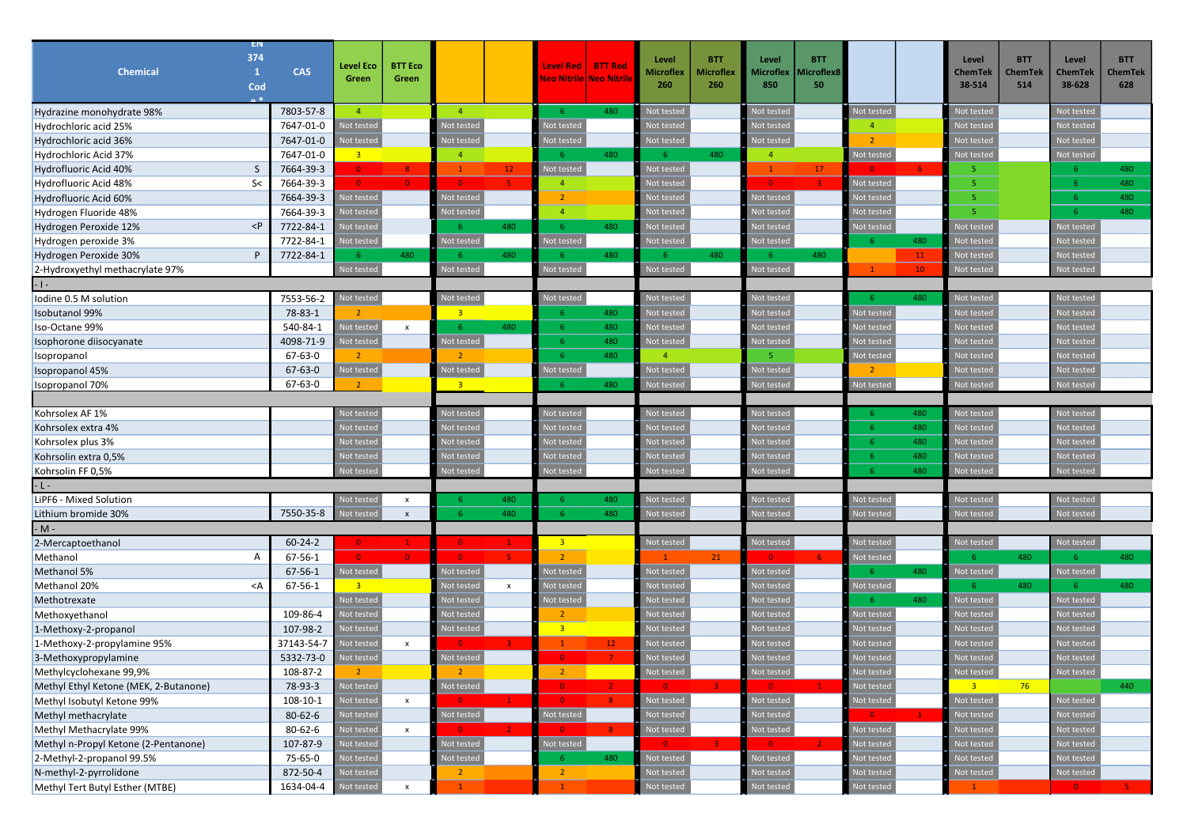| Chemical | EN 374 1 Code* | CAS | Level Eco Green | BTT Eco Green | | | Level Red Neo Nitrile | BTT Red Neo Nitrile | Level Microflex 260 | BTT Microflex 260 | Level Microflex 850 | BTT Microflex8 50 | | | Level ChemTek 38-514 | BTT ChemTek 514 | Level ChemTek 38-628 | BTT ChemTek 628 |
|---|---|---|---|---|---|---|---|---|---|---|---|---|---|---|---|---|---|---|
| Hydrazine monohydrate 98% | | 7803-57-8 | 4 | | 4 | | 6 | 480 | Not tested | | Not tested | | Not tested | | Not tested | | Not tested | |
| Hydrochloric acid 25% | | 7647-01-0 | Not tested | | Not tested | | Not tested | | Not tested | | Not tested | | 4 | | Not tested | | Not tested | |
| Hydrochloric acid 36% | | 7647-01-0 | Not tested | | Not tested | | Not tested | | Not tested | | Not tested | | 2 | | Not tested | | Not tested | |
| Hydrochloric Acid 37% | | 7647-01-0 | 3 | | 4 | | 6 | 480 | 6 | 480 | 4 | | Not tested | | Not tested | | Not tested | |
| Hydrofluoric Acid 40% | S | 7664-39-3 | 0 | 8 | 1 | 12 | Not tested | | Not tested | | 1 | 17 | 0 | 6 | 5 | | 6 | 480 |
| Hydrofluoric Acid 48% | S< | 7664-39-3 | 0 | 0 | 0 | 5 | 4 | | Not tested | | 0 | 3 | Not tested | | 5 | | 6 | 480 |
| Hydrofluoric Acid 60% | | 7664-39-3 | Not tested | | Not tested | | 2 | | Not tested | | Not tested | | Not tested | | 5 | | 6 | 480 |
| Hydrogen Fluoride 48% | | 7664-39-3 | Not tested | | Not tested | | 4 | | Not tested | | Not tested | | Not tested | | 5 | | 6 | 480 |
| Hydrogen Peroxide 12% | <P | 7722-84-1 | Not tested | | 6 | 480 | 6 | 480 | Not tested | | Not tested | | Not tested | | Not tested | | Not tested | |
| Hydrogen peroxide 3% | | 7722-84-1 | Not tested | | Not tested | | Not tested | | Not tested | | Not tested | | 6 | 480 | Not tested | | Not tested | |
| Hydrogen Peroxide 30% | P | 7722-84-1 | 6 | 480 | 6 | 480 | 6 | 480 | 6 | 480 | 6 | 480 | | 11 | Not tested | | Not tested | |
| 2-Hydroxyethyl methacrylate 97% | | | Not tested | | Not tested | | Not tested | | Not tested | | Not tested | | 1 | 10 | Not tested | | Not tested | |
| - I - | | | | | | | | | | | | | | | | | | |
| Iodine 0.5 M solution | | 7553-56-2 | Not tested | | Not tested | | Not tested | | Not tested | | Not tested | | 6 | 480 | Not tested | | Not tested | |
| Isobutanol 99% | | 78-83-1 | 2 | | 3 | | 6 | 480 | Not tested | | Not tested | | Not tested | | Not tested | | Not tested | |
| Iso-Octane 99% | | 540-84-1 | Not tested | x | 6 | 480 | 6 | 480 | Not tested | | Not tested | | Not tested | | Not tested | | Not tested | |
| Isophorone diisocyanate | | 4098-71-9 | Not tested | | Not tested | | 6 | 480 | Not tested | | Not tested | | Not tested | | Not tested | | Not tested | |
| Isopropanol | | 67-63-0 | 2 | | 2 | | 6 | 480 | 4 | | 5 | | Not tested | | Not tested | | Not tested | |
| Isopropanol 45% | | 67-63-0 | Not tested | | Not tested | | Not tested | | Not tested | | Not tested | | 2 | | Not tested | | Not tested | |
| Isopropanol 70% | | 67-63-0 | 2 | | 3 | | 6 | 480 | Not tested | | Not tested | | Not tested | | Not tested | | Not tested | |
| | | | | | | | | | | | | | | | | | | |
| Kohrsolex AF 1% | | | Not tested | | Not tested | | Not tested | | Not tested | | Not tested | | 6 | 480 | Not tested | | Not tested | |
| Kohrsolex extra 4% | | | Not tested | | Not tested | | Not tested | | Not tested | | Not tested | | 6 | 480 | Not tested | | Not tested | |
| Kohrsolex plus 3% | | | Not tested | | Not tested | | Not tested | | Not tested | | Not tested | | 6 | 480 | Not tested | | Not tested | |
| Kohrsolin extra 0,5% | | | Not tested | | Not tested | | Not tested | | Not tested | | Not tested | | 6 | 480 | Not tested | | Not tested | |
| Kohrsolin FF 0,5% | | | Not tested | | Not tested | | Not tested | | Not tested | | Not tested | | 6 | 480 | Not tested | | Not tested | |
| - L - | | | | | | | | | | | | | | | | | | |
| LiPF6 - Mixed Solution | | | Not tested | x | 6 | 480 | 6 | 480 | Not tested | | Not tested | | Not tested | | Not tested | | Not tested | |
| Lithium bromide 30% | | 7550-35-8 | Not tested | x | 6 | 480 | 6 | 480 | Not tested | | Not tested | | Not tested | | Not tested | | Not tested | |
| - M - | | | | | | | | | | | | | | | | | | |
| 2-Mercaptoethanol | | 60-24-2 | 0 | 1 | 0 | 1 | 3 | | Not tested | | Not tested | | Not tested | | Not tested | | Not tested | |
| Methanol | A | 67-56-1 | 0 | 0 | 0 | 5 | 2 | | 1 | 21 | 0 | 6 | Not tested | | 6 | 480 | 6 | 480 |
| Methanol 5% | | 67-56-1 | Not tested | | Not tested | | Not tested | | Not tested | | Not tested | | 6 | 480 | Not tested | | Not tested | |
| Methanol 20% | <A | 67-56-1 | 3 | | Not tested | x | Not tested | | Not tested | | Not tested | | Not tested | | 6 | 480 | 6 | 480 |
| Methotrexate | | | Not tested | | Not tested | | Not tested | | Not tested | | Not tested | | 6 | 480 | Not tested | | Not tested | |
| Methoxyethanol | | 109-86-4 | Not tested | | Not tested | | 2 | | Not tested | | Not tested | | Not tested | | Not tested | | Not tested | |
| 1-Methoxy-2-propanol | | 107-98-2 | Not tested | | Not tested | | 3 | | Not tested | | Not tested | | Not tested | | Not tested | | Not tested | |
| 1-Methoxy-2-propylamine 95% | | 37143-54-7 | Not tested | x | 0 | 3 | 1 | 12 | Not tested | | Not tested | | Not tested | | Not tested | | Not tested | |
| 3-Methoxypropylamine | | 5332-73-0 | Not tested | | Not tested | | 0 | 7 | Not tested | | Not tested | | Not tested | | Not tested | | Not tested | |
| Methylcyclohexane 99,9% | | 108-87-2 | 2 | | 2 | | 2 | | Not tested | | Not tested | | Not tested | | Not tested | | Not tested | |
| Methyl Ethyl Ketone (MEK, 2-Butanone) | | 78-93-3 | 2 | | Not tested | | 0 | 2 | 0 | 3 | 0 | 1 | Not tested | | 3 | 76 | | 440 |
| Methyl Isobutyl Ketone 99% | | 108-10-1 | Not tested | x | 0 | 1 | 0 | 8 | Not tested | | Not tested | | Not tested | | Not tested | | Not tested | |
| Methyl methacrylate | | 80-62-6 | Not tested | | Not tested | | Not tested | | Not tested | | Not tested | | 0 | 1 | Not tested | | Not tested | |
| Methyl Methacrylate 99% | | 80-62-6 | Not tested | x | 0 | 2 | 0 | 8 | Not tested | | Not tested | | Not tested | | Not tested | | Not tested | |
| Methyl n-Propyl Ketone (2-Pentanone) | | 107-87-9 | Not tested | | Not tested | | Not tested | | 0 | 3 | 0 | 2 | Not tested | | Not tested | | Not tested | |
| 2-Methyl-2-propanol 99.5% | | 75-65-0 | Not tested | | Not tested | | 6 | 480 | Not tested | | Not tested | | Not tested | | Not tested | | Not tested | |
| N-methyl-2-pyrrolidone | | 872-50-4 | Not tested | | 2 | | 2 | | Not tested | | Not tested | | Not tested | | Not tested | | Not tested | |
| Methyl Tert Butyl Esther (MTBE) | | 1634-04-4 | Not tested | x | 1 | | 1 | | Not tested | | Not tested | | Not tested | | 1 | | 0 | 5 |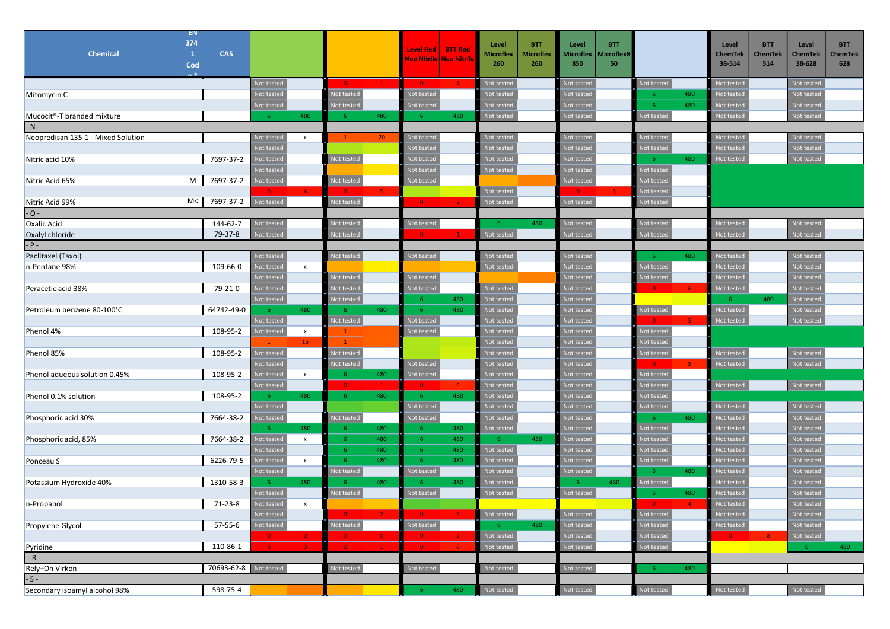| Chemical | EN 374 1 Code* | CAS | | | | | Level Red Neo Nitrile | BTT Red Neo Nitrile | Level Microflex 260 | BTT Microflex 260 | Level Microflex 850 | BTT Microflex8 50 | | | Level ChemTek 38-514 | BTT ChemTek 514 | Level ChemTek 38-628 | BTT ChemTek 628 |
|---|---|---|---|---|---|---|---|---|---|---|---|---|---|---|---|---|---|---|
| | | | Not tested | | 0 | 1 | 0 | 4 | Not tested | | Not tested | | Not tested | | Not tested | | Not tested | |
| Mitomycin C | | | Not tested | | Not tested | | Not tested | | Not tested | | Not tested | | 6 | 480 | Not tested | | Not tested | |
| | | | Not tested | | Not tested | | Not tested | | Not tested | | Not tested | | 6 | 480 | Not tested | | Not tested | |
| Mucocit®-T branded mixture | | | 6 | 480 | 6 | 480 | 6 | 480 | Not tested | | Not tested | | Not tested | | Not tested | | Not tested | |
| - N - | | | | | | | | | | | | | | | | | | |
| Neopredisan 135-1 - Mixed Solution | | | Not tested | x | 1 | 20 | Not tested | | Not tested | | Not tested | | Not tested | | Not tested | | Not tested | |
| | | | Not tested | | | | Not tested | | Not tested | | Not tested | | Not tested | | Not tested | | Not tested | |
| Nitric acid 10% | | 7697-37-2 | Not tested | | Not tested | | Not tested | | Not tested | | Not tested | | 6 | 480 | Not tested | | Not tested | |
| | | | Not tested | | | | Not tested | | Not tested | | Not tested | | Not tested | | | | | |
| Nitric Acid 65% | M | 7697-37-2 | Not tested | | Not tested | | Not tested | | | | Not tested | | Not tested | | | | | |
| | | | 0 | 4 | 0 | 5 | | | Not tested | | 0 | 5 | Not tested | | | | | |
| Nitric Acid 99% | M< | 7697-37-2 | Not tested | | Not tested | | 0 | 2 | Not tested | | Not tested | | Not tested | | | | | |
| - O - | | | | | | | | | | | | | | | | | | |
| Oxalic Acid | | 144-62-7 | Not tested | | Not tested | | Not tested | | 6 | 480 | Not tested | | Not tested | | Not tested | | Not tested | |
| Oxalyl chloride | | 79-37-8 | Not tested | | Not tested | | 0 | 1 | Not tested | | Not tested | | Not tested | | Not tested | | Not tested | |
| - P - | | | | | | | | | | | | | | | | | | |
| Paclitaxel (Taxol) | | | Not tested | | Not tested | | Not tested | | Not tested | | Not tested | | 6 | 480 | Not tested | | Not tested | |
| n-Pentane 98% | | 109-66-0 | Not tested | x | | | | | Not tested | | Not tested | | Not tested | | Not tested | | Not tested | |
| | | | Not tested | | Not tested | | Not tested | | Not tested | | Not tested | | Not tested | | Not tested | | Not tested | |
| Peracetic acid 38% | | 79-21-0 | Not tested | | Not tested | | Not tested | | Not tested | | Not tested | | 0 | 6 | Not tested | | Not tested | |
| | | | Not tested | | Not tested | | 6 | 480 | Not tested | | Not tested | | | | 6 | 480 | Not tested | |
| Petroleum benzene 80-100°C | | 64742-49-0 | 6 | 480 | 6 | 480 | 6 | 480 | Not tested | | Not tested | | Not tested | | Not tested | | Not tested | |
| | | | Not tested | | Not tested | | Not tested | | Not tested | | Not tested | | 0 | 5 | Not tested | | Not tested | |
| Phenol 4% | | 108-95-2 | Not tested | x | 1 | | Not tested | | Not tested | | Not tested | | Not tested | | Not tested | | Not tested | |
| | | | 1 | 15 | 1 | | | | Not tested | | Not tested | | Not tested | | | | | |
| Phenol 85% | | 108-95-2 | Not tested | | Not tested | | | | Not tested | | Not tested | | Not tested | | Not tested | | Not tested | |
| | | | Not tested | | Not tested | | Not tested | | Not tested | | Not tested | | 0 | 9 | Not tested | | Not tested | |
| Phenol aqueous solution 0.45% | | 108-95-2 | Not tested | x | 6 | 480 | Not tested | | Not tested | | Not tested | | Not tested | | | | | |
| | | | Not tested | | 0 | 1 | 0 | 9 | Not tested | | Not tested | | Not tested | | Not tested | | Not tested | |
| Phenol 0.1% solution | | 108-95-2 | 6 | 480 | 6 | 480 | 6 | 480 | Not tested | | Not tested | | Not tested | | | | | |
| | | | Not tested | | | | Not tested | | Not tested | | Not tested | | Not tested | | Not tested | | Not tested | |
| Phosphoric acid 30% | | 7664-38-2 | Not tested | | Not tested | | Not tested | | Not tested | | Not tested | | 6 | 480 | Not tested | | Not tested | |
| | | | 6 | 480 | 6 | 480 | 6 | 480 | Not tested | | Not tested | | Not tested | | Not tested | | Not tested | |
| Phosphoric acid, 85% | | 7664-38-2 | Not tested | x | 6 | 480 | 6 | 480 | 6 | 480 | Not tested | | Not tested | | Not tested | | Not tested | |
| | | | Not tested | | 6 | 480 | 6 | 480 | Not tested | | Not tested | | Not tested | | Not tested | | Not tested | |
| Ponceau S | | 6226-79-5 | Not tested | x | 6 | 480 | 6 | 480 | Not tested | | Not tested | | Not tested | | Not tested | | Not tested | |
| | | | Not tested | | Not tested | | Not tested | | Not tested | | Not tested | | 6 | 480 | Not tested | | Not tested | |
| Potassium Hydroxide 40% | | 1310-58-3 | 6 | 480 | 6 | 480 | 6 | 480 | Not tested | | 6 | 480 | Not tested | | Not tested | | Not tested | |
| | | | Not tested | | Not tested | | Not tested | | Not tested | | Not tested | | 6 | 480 | Not tested | | Not tested | |
| n-Propanol | | 71-23-8 | Not tested | x | | | | | | | | | 0 | 4 | Not tested | | Not tested | |
| | | | Not tested | | 0 | 2 | 0 | 2 | Not tested | | Not tested | | Not tested | | Not tested | | Not tested | |
| Propylene Glycol | | 57-55-6 | Not tested | | Not tested | | Not tested | | 6 | 480 | Not tested | | Not tested | | Not tested | | Not tested | |
| | | | 0 | 0 | 0 | 0 | 0 | 2 | Not tested | | Not tested | | Not tested | | 0 | 8 | Not tested | |
| Pyridine | | 110-86-1 | 0 | 0 | 0 | 1 | 0 | 6 | Not tested | | Not tested | | Not tested | | | | 6 | 480 |
| - R - | | | | | | | | | | | | | | | | | | |
| Rely+On Virkon | | 70693-62-8 | Not tested | | Not tested | | Not tested | | Not tested | | Not tested | | 6 | 480 | | | | |
| - S - | | | | | | | | | | | | | | | | | | |
| Secondary isoamyl alcohol 98% | | 598-75-4 | | | | | 6 | 480 | Not tested | | Not tested | | Not tested | | Not tested | | Not tested | |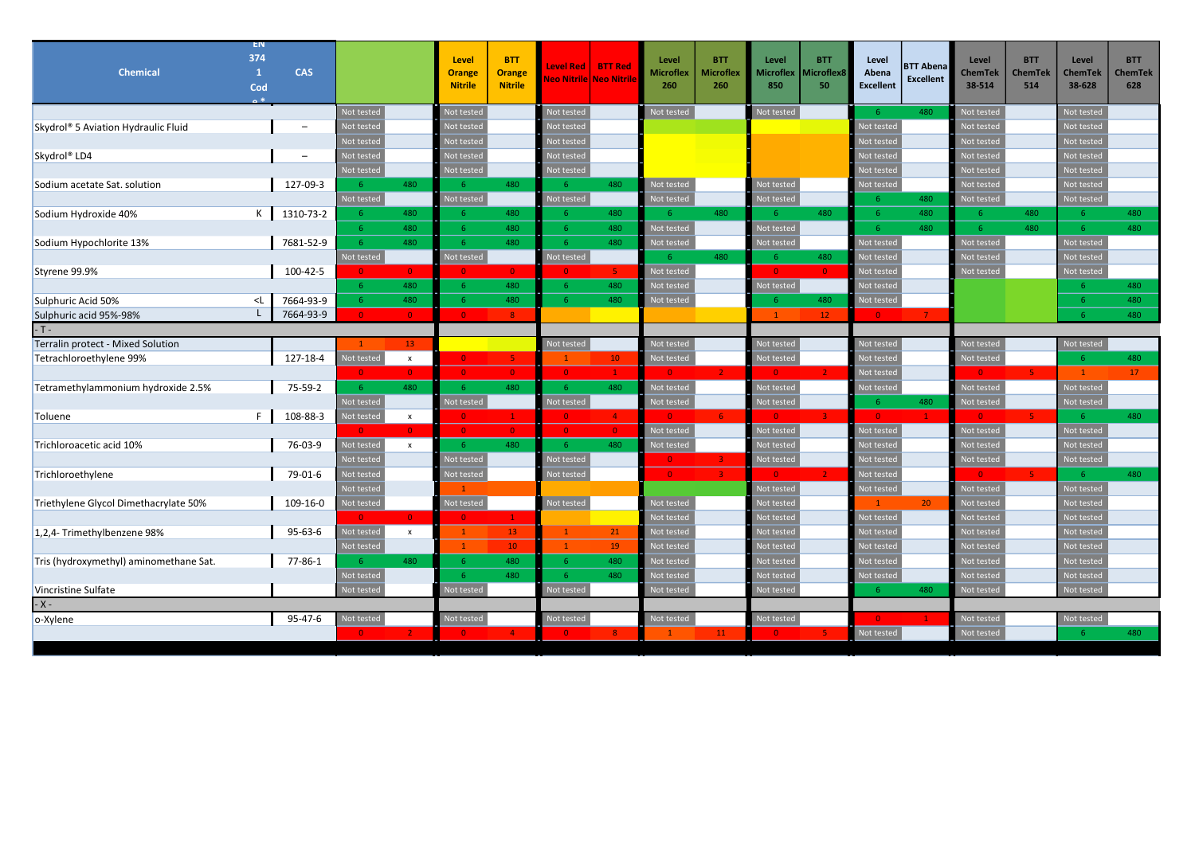| Chemical | EN 374 1 Code* | CAS | | | Level Orange Nitrile | BTT Orange Nitrile | Level Red Neo Nitrile | BTT Red Neo Nitrile | Level Microflex 260 | BTT Microflex 260 | Level Microflex 850 | BTT Microflex8 50 | Level Abena Excellent | BTT Abena Excellent | Level ChemTek 38-514 | BTT ChemTek 514 | Level ChemTek 38-628 | BTT ChemTek 628 |
|---|---|---|---|---|---|---|---|---|---|---|---|---|---|---|---|---|---|---|
| | | | Not tested | | Not tested | | Not tested | | Not tested | | Not tested | | 6 | 480 | Not tested | | Not tested | |
| Skydrol® 5 Aviation Hydraulic Fluid | | – | Not tested | | Not tested | | Not tested | | | | | | Not tested | | Not tested | | Not tested | |
| | | | Not tested | | Not tested | | Not tested | | | | | | Not tested | | Not tested | | Not tested | |
| Skydrol® LD4 | | – | Not tested | | Not tested | | Not tested | | | | | | Not tested | | Not tested | | Not tested | |
| | | | Not tested | | Not tested | | Not tested | | | | | | Not tested | | Not tested | | Not tested | |
| Sodium acetate Sat. solution | | 127-09-3 | 6 | 480 | 6 | 480 | 6 | 480 | Not tested | | Not tested | | Not tested | | Not tested | | Not tested | |
| | | | Not tested | | Not tested | | Not tested | | Not tested | | Not tested | | 6 | 480 | Not tested | | Not tested | |
| Sodium Hydroxide 40% | K | 1310-73-2 | 6 | 480 | 6 | 480 | 6 | 480 | 6 | 480 | 6 | 480 | 6 | 480 | 6 | 480 | 6 | 480 |
| | | | 6 | 480 | 6 | 480 | 6 | 480 | Not tested | | Not tested | | 6 | 480 | 6 | 480 | 6 | 480 |
| Sodium Hypochlorite 13% | | 7681-52-9 | 6 | 480 | 6 | 480 | 6 | 480 | Not tested | | Not tested | | Not tested | | Not tested | | Not tested | |
| | | | Not tested | | Not tested | | Not tested | | 6 | 480 | 6 | 480 | Not tested | | Not tested | | Not tested | |
| Styrene 99.9% | | 100-42-5 | 0 | 0 | 0 | 0 | 0 | 5 | Not tested | | 0 | 0 | Not tested | | Not tested | | Not tested | |
| | | | 6 | 480 | 6 | 480 | 6 | 480 | Not tested | | Not tested | | Not tested | | | | 6 | 480 |
| Sulphuric Acid 50% | <L | 7664-93-9 | 6 | 480 | 6 | 480 | 6 | 480 | Not tested | | 6 | 480 | Not tested | | | | 6 | 480 |
| Sulphuric acid 95%-98% | L | 7664-93-9 | 0 | 0 | 0 | 8 | | | | | 1 | 12 | 0 | 7 | | | 6 | 480 |
| - T - | | | | | | | | | | | | | | | | | | |
| Terralin protect - Mixed Solution | | | 1 | 13 | | | Not tested | | Not tested | | Not tested | | Not tested | | Not tested | | Not tested | |
| Tetrachloroethylene 99% | | 127-18-4 | Not tested | x | 0 | 5 | 1 | 10 | Not tested | | Not tested | | Not tested | | Not tested | | 6 | 480 |
| | | | 0 | 0 | 0 | 0 | 0 | 1 | 0 | 2 | 0 | 2 | Not tested | | 0 | 5 | 1 | 17 |
| Tetramethylammonium hydroxide 2.5% | | 75-59-2 | 6 | 480 | 6 | 480 | 6 | 480 | Not tested | | Not tested | | Not tested | | Not tested | | Not tested | |
| | | | Not tested | | Not tested | | Not tested | | Not tested | | Not tested | | 6 | 480 | Not tested | | Not tested | |
| Toluene | F | 108-88-3 | Not tested | x | 0 | 1 | 0 | 4 | 0 | 6 | 0 | 3 | 0 | 1 | 0 | 5 | 6 | 480 |
| | | | 0 | 0 | 0 | 0 | 0 | 0 | Not tested | | Not tested | | Not tested | | Not tested | | Not tested | |
| Trichloroacetic acid 10% | | 76-03-9 | Not tested | x | 6 | 480 | 6 | 480 | Not tested | | Not tested | | Not tested | | Not tested | | Not tested | |
| | | | Not tested | | Not tested | | Not tested | | 0 | 3 | Not tested | | Not tested | | Not tested | | Not tested | |
| Trichloroethylene | | 79-01-6 | Not tested | | Not tested | | Not tested | | 0 | 3 | 0 | 2 | Not tested | | 0 | 5 | 6 | 480 |
| | | | Not tested | | 1 | | | | | | Not tested | | Not tested | | Not tested | | Not tested | |
| Triethylene Glycol Dimethacrylate 50% | | 109-16-0 | Not tested | | Not tested | | Not tested | | Not tested | | Not tested | | 1 | 20 | Not tested | | Not tested | |
| | | | 0 | 0 | 0 | 1 | | | Not tested | | Not tested | | Not tested | | Not tested | | Not tested | |
| 1,2,4- Trimethylbenzene 98% | | 95-63-6 | Not tested | x | 1 | 13 | 1 | 21 | Not tested | | Not tested | | Not tested | | Not tested | | Not tested | |
| | | | Not tested | | 1 | 10 | 1 | 19 | Not tested | | Not tested | | Not tested | | Not tested | | Not tested | |
| Tris (hydroxymethyl) aminomethane Sat. | | 77-86-1 | 6 | 480 | 6 | 480 | 6 | 480 | Not tested | | Not tested | | Not tested | | Not tested | | Not tested | |
| | | | Not tested | | 6 | 480 | 6 | 480 | Not tested | | Not tested | | Not tested | | Not tested | | Not tested | |
| Vincristine Sulfate | | | Not tested | | Not tested | | Not tested | | Not tested | | Not tested | | 6 | 480 | Not tested | | Not tested | |
| - X - | | | | | | | | | | | | | | | | | | |
| o-Xylene | | 95-47-6 | Not tested | | Not tested | | Not tested | | Not tested | | Not tested | | 0 | 1 | Not tested | | Not tested | |
| | | | 0 | 2 | 0 | 4 | 0 | 8 | 1 | 11 | 0 | 5 | Not tested | | Not tested | | 6 | 480 |